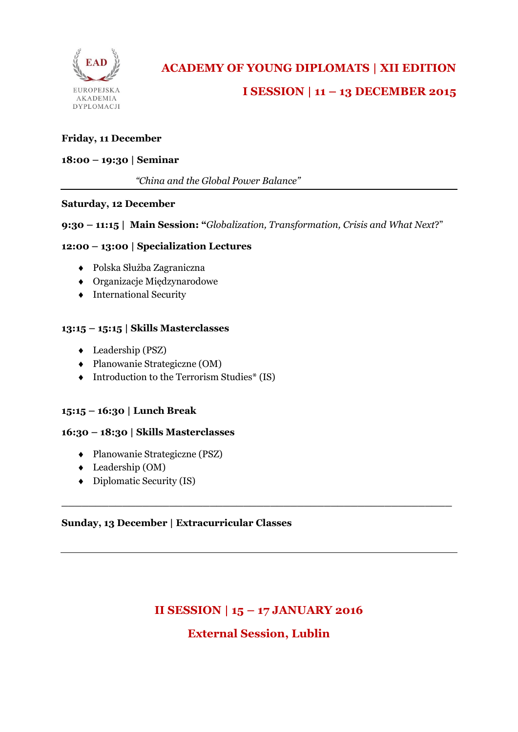EAD

EUROPEJSKA AKADEMIA DYPLOMACJI

# ACADEMY OF YOUNG DIPLOMATS | XII EDITION

## I SESSION | 11 – 13 DECEMBER 2015

**Friday, 11 December**

**18:00 – 19:30 | Seminar**

*"China and the Global Power Balance"*

---

**Saturday, 12 December**

**9:30 – 11:15 | Main Session: "***Globalization, Transformation, Crisis and What Next*?"

**12:00 – 13:00 | Specialization Lectures**

- Polska Służba Zagraniczna
- Organizacje Międzynarodowe
- International Security

**13:15 – 15:15 | Skills Masterclasses**

- Leadership (PSZ)
- Planowanie Strategiczne (OM)
- Introduction to the Terrorism Studies* (IS)

**15:15 – 16:30 | Lunch Break**

**16:30 – 18:30 | Skills Masterclasses**

- Planowanie Strategiczne (PSZ)
- Leadership (OM)
- Diplomatic Security (IS)

---

**Sunday, 13 December | Extracurricular Classes**

---

## II SESSION | 15 – 17 JANUARY 2016

## External Session, Lublin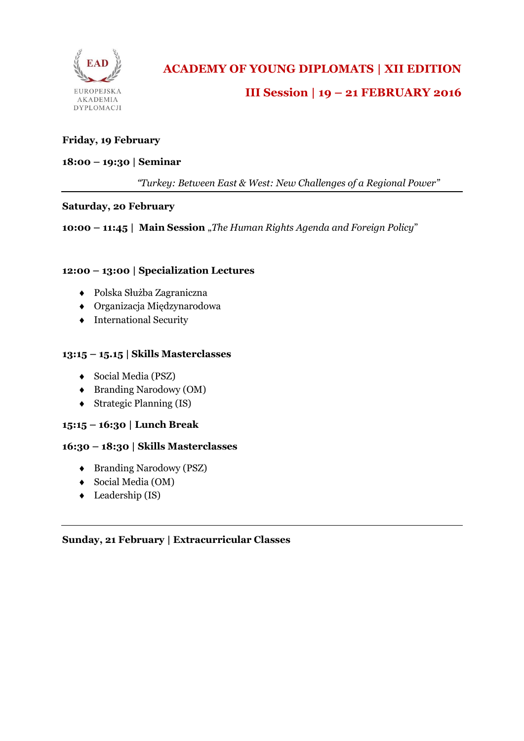EAD

EUROPEJSKA AKADEMIA DYPLOMACJI

# ACADEMY OF YOUNG DIPLOMATS | XII EDITION

## III Session | 19 – 21 FEBRUARY 2016

**Friday, 19 February**

**18:00 – 19:30 | Seminar**

*"Turkey: Between East & West: New Challenges of a Regional Power"*

---

**Saturday, 20 February**

**10:00 – 11:45 | Main Session** „*The Human Rights Agenda and Foreign Policy*"

**12:00 – 13:00 | Specialization Lectures**

- Polska Służba Zagraniczna
- Organizacja Międzynarodowa
- International Security

**13:15 – 15.15 | Skills Masterclasses**

- Social Media (PSZ)
- Branding Narodowy (OM)
- Strategic Planning (IS)

**15:15 – 16:30 | Lunch Break**

**16:30 – 18:30 | Skills Masterclasses**

- Branding Narodowy (PSZ)
- Social Media (OM)
- Leadership (IS)

---

**Sunday, 21 February | Extracurricular Classes**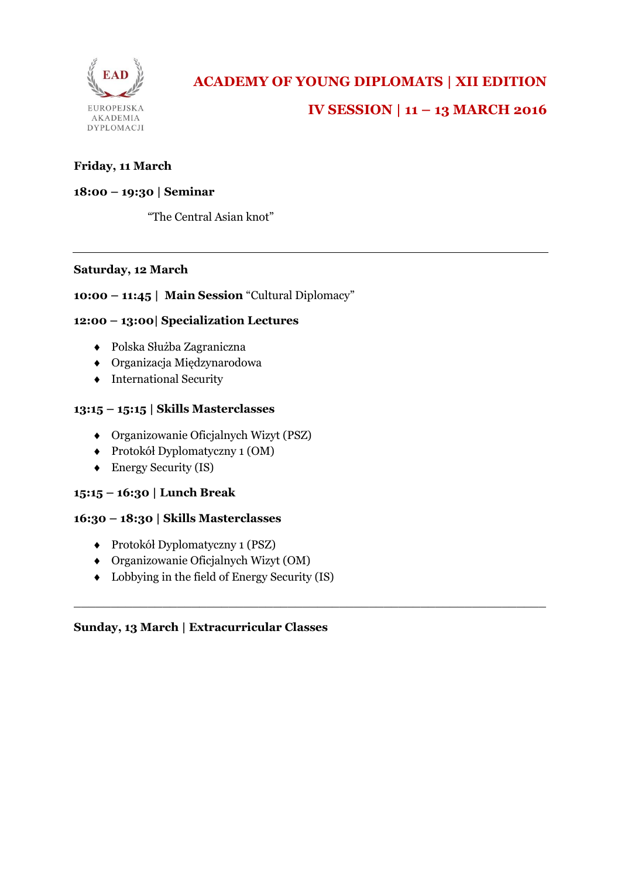EAD

EUROPEJSKA AKADEMIA DYPLOMACJI

# ACADEMY OF YOUNG DIPLOMATS | XII EDITION

## IV SESSION | 11 – 13 MARCH 2016

**Friday, 11 March**

**18:00 – 19:30 | Seminar**

"The Central Asian knot"

---

**Saturday, 12 March**

**10:00 – 11:45 | Main Session** "Cultural Diplomacy"

**12:00 – 13:00| Specialization Lectures**

- Polska Służba Zagraniczna
- Organizacja Międzynarodowa
- International Security

**13:15 – 15:15 | Skills Masterclasses**

- Organizowanie Oficjalnych Wizyt (PSZ)
- Protokół Dyplomatyczny 1 (OM)
- Energy Security (IS)

**15:15 – 16:30 | Lunch Break**

**16:30 – 18:30 | Skills Masterclasses**

- Protokół Dyplomatyczny 1 (PSZ)
- Organizowanie Oficjalnych Wizyt (OM)
- Lobbying in the field of Energy Security (IS)

---

**Sunday, 13 March | Extracurricular Classes**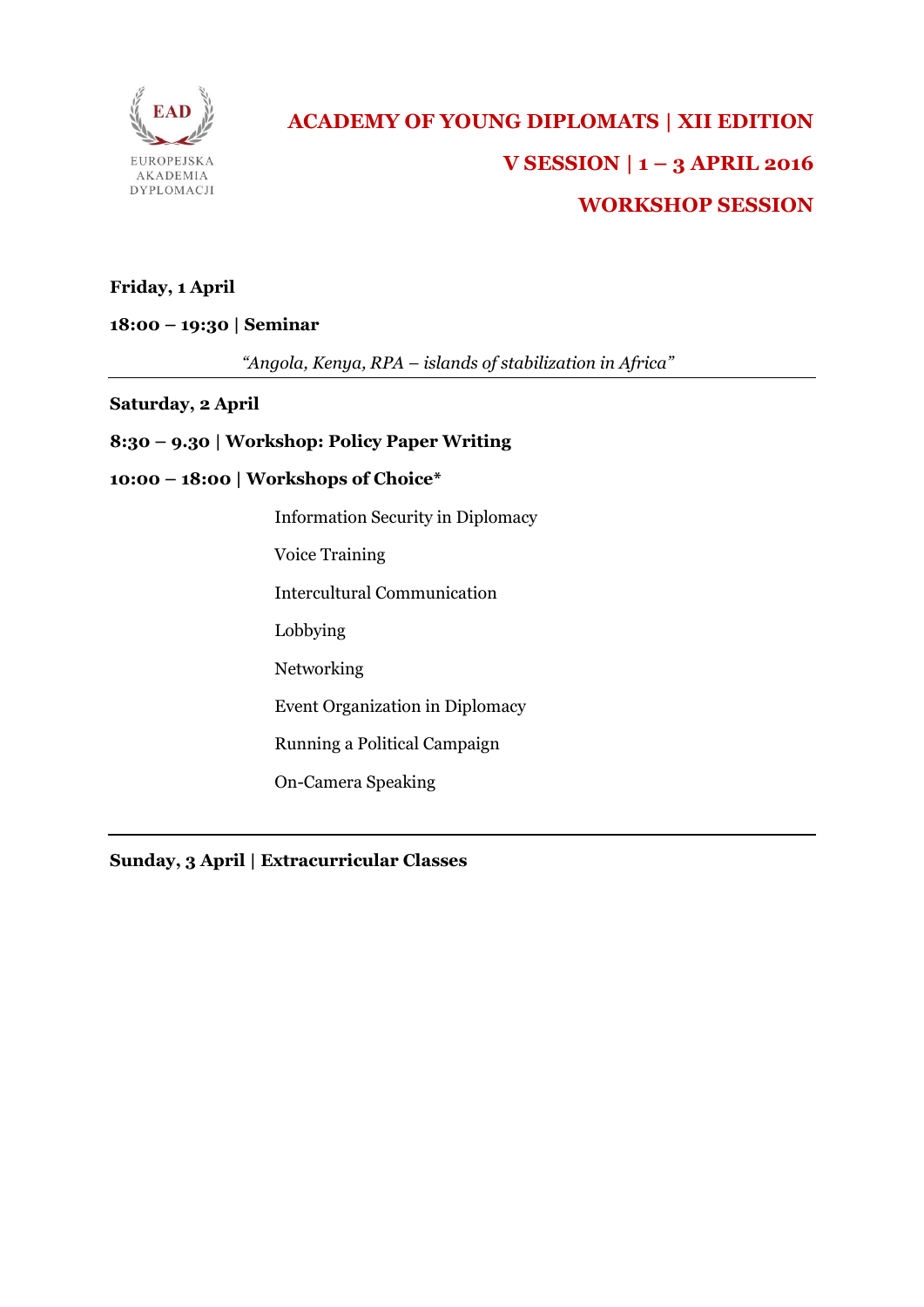EAD

EUROPEJSKA AKADEMIA DYPLOMACJI

# ACADEMY OF YOUNG DIPLOMATS | XII EDITION

## V SESSION | 1 – 3 APRIL 2016

## WORKSHOP SESSION

**Friday, 1 April**

**18:00 – 19:30 | Seminar**

*"Angola, Kenya, RPA – islands of stabilization in Africa"*

---

**Saturday, 2 April**

**8:30 – 9.30 | Workshop: Policy Paper Writing**

**10:00 – 18:00 | Workshops of Choice***

Information Security in Diplomacy

Voice Training

Intercultural Communication

Lobbying

Networking

Event Organization in Diplomacy

Running a Political Campaign

On-Camera Speaking

---

**Sunday, 3 April | Extracurricular Classes**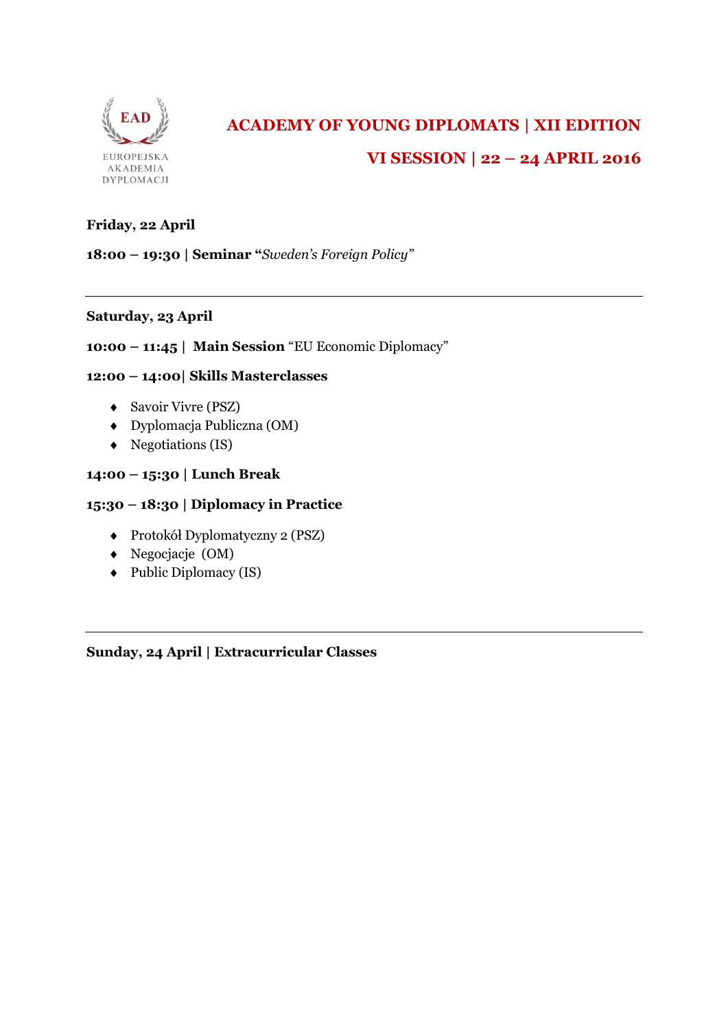EAD

EUROPEJSKA AKADEMIA DYPLOMACJI

# ACADEMY OF YOUNG DIPLOMATS | XII EDITION

## VI SESSION | 22 – 24 APRIL 2016

**Friday, 22 April**

**18:00 – 19:30 | Seminar "***Sweden's Foreign Policy"*

---

**Saturday, 23 April**

**10:00 – 11:45 | Main Session** "EU Economic Diplomacy"

**12:00 – 14:00| Skills Masterclasses**

- Savoir Vivre (PSZ)
- Dyplomacja Publiczna (OM)
- Negotiations (IS)

**14:00 – 15:30 | Lunch Break**

**15:30 – 18:30 | Diplomacy in Practice**

- Protokół Dyplomatyczny 2 (PSZ)
- Negocjacje (OM)
- Public Diplomacy (IS)

---

**Sunday, 24 April | Extracurricular Classes**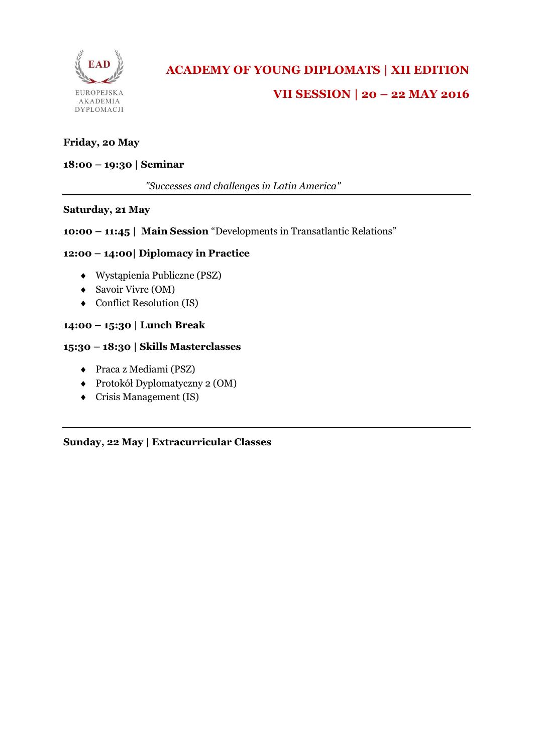EAD

EUROPEJSKA AKADEMIA DYPLOMACJI

# ACADEMY OF YOUNG DIPLOMATS | XII EDITION

## VII SESSION | 20 – 22 MAY 2016

**Friday, 20 May**

**18:00 – 19:30 | Seminar**

*"Successes and challenges in Latin America"*

---

**Saturday, 21 May**

**10:00 – 11:45 | Main Session** “Developments in Transatlantic Relations”

**12:00 – 14:00| Diplomacy in Practice**

- Wystąpienia Publiczne (PSZ)
- Savoir Vivre (OM)
- Conflict Resolution (IS)

**14:00 – 15:30 | Lunch Break**

**15:30 – 18:30 | Skills Masterclasses**

- Praca z Mediami (PSZ)
- Protokół Dyplomatyczny 2 (OM)
- Crisis Management (IS)

---

**Sunday, 22 May | Extracurricular Classes**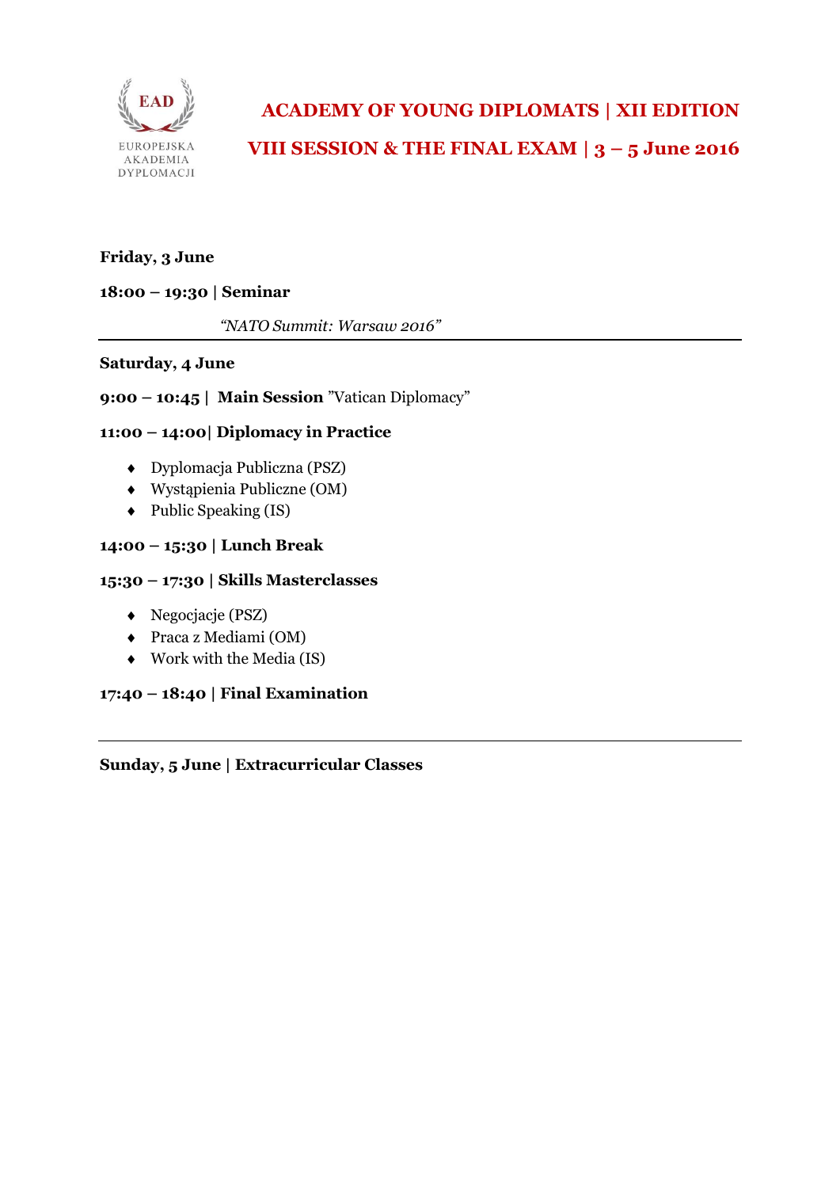EAD

EUROPEJSKA
AKADEMIA
DYPLOMACJI

# ACADEMY OF YOUNG DIPLOMATS | XII EDITION

## VIII SESSION & THE FINAL EXAM | 3 – 5 June 2016

**Friday, 3 June**

**18:00 – 19:30 | Seminar**

*"NATO Summit: Warsaw 2016"*

---

**Saturday, 4 June**

**9:00 – 10:45 | Main Session** "Vatican Diplomacy"

**11:00 – 14:00| Diplomacy in Practice**

- Dyplomacja Publiczna (PSZ)
- Wystąpienia Publiczne (OM)
- Public Speaking (IS)

**14:00 – 15:30 | Lunch Break**

**15:30 – 17:30 | Skills Masterclasses**

- Negocjacje (PSZ)
- Praca z Mediami (OM)
- Work with the Media (IS)

**17:40 – 18:40 | Final Examination**

---

**Sunday, 5 June | Extracurricular Classes**